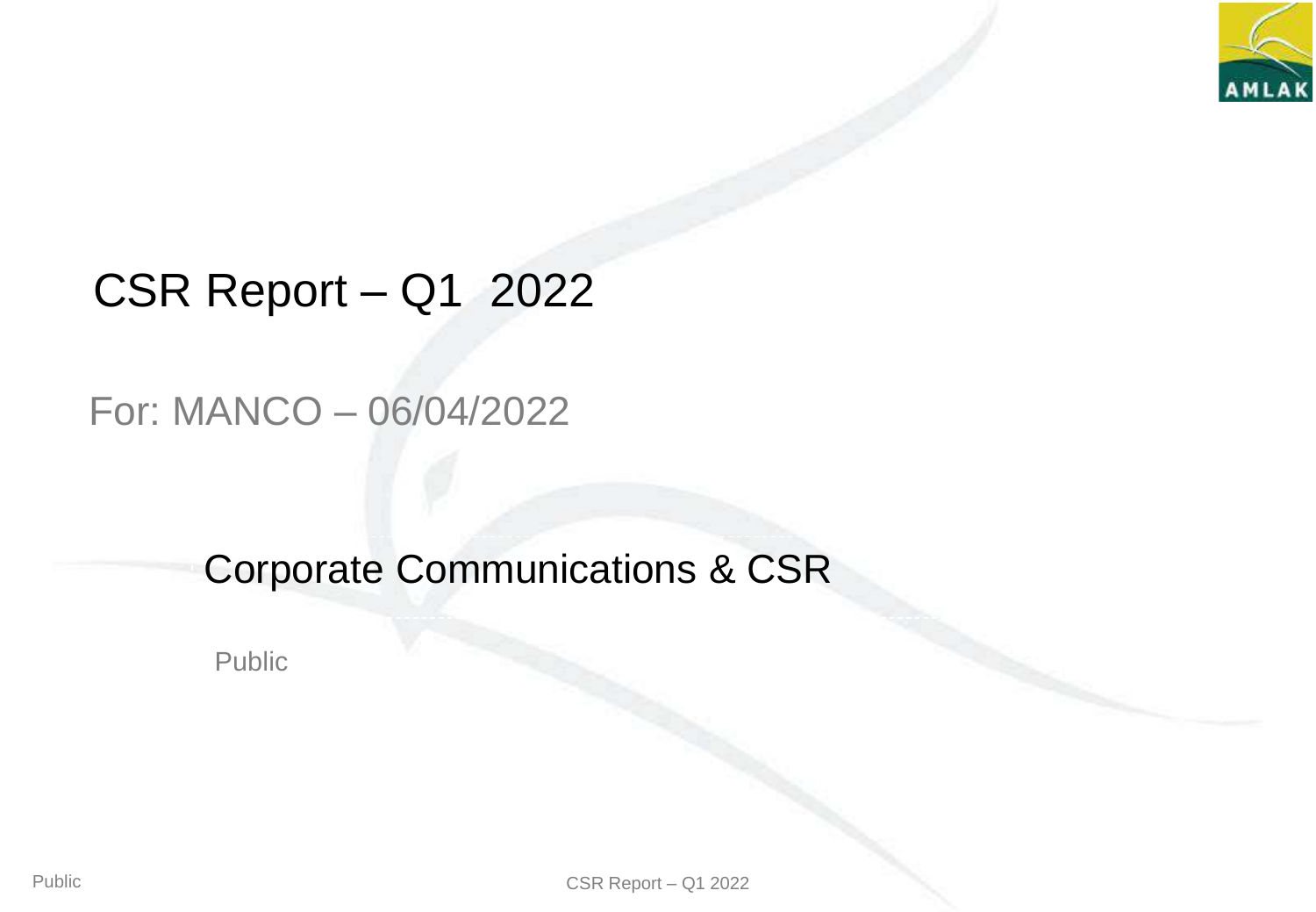# CSR Report – Q1 2022

For: MANCO – 06/04/2022

Corporate Communications & CSR

Public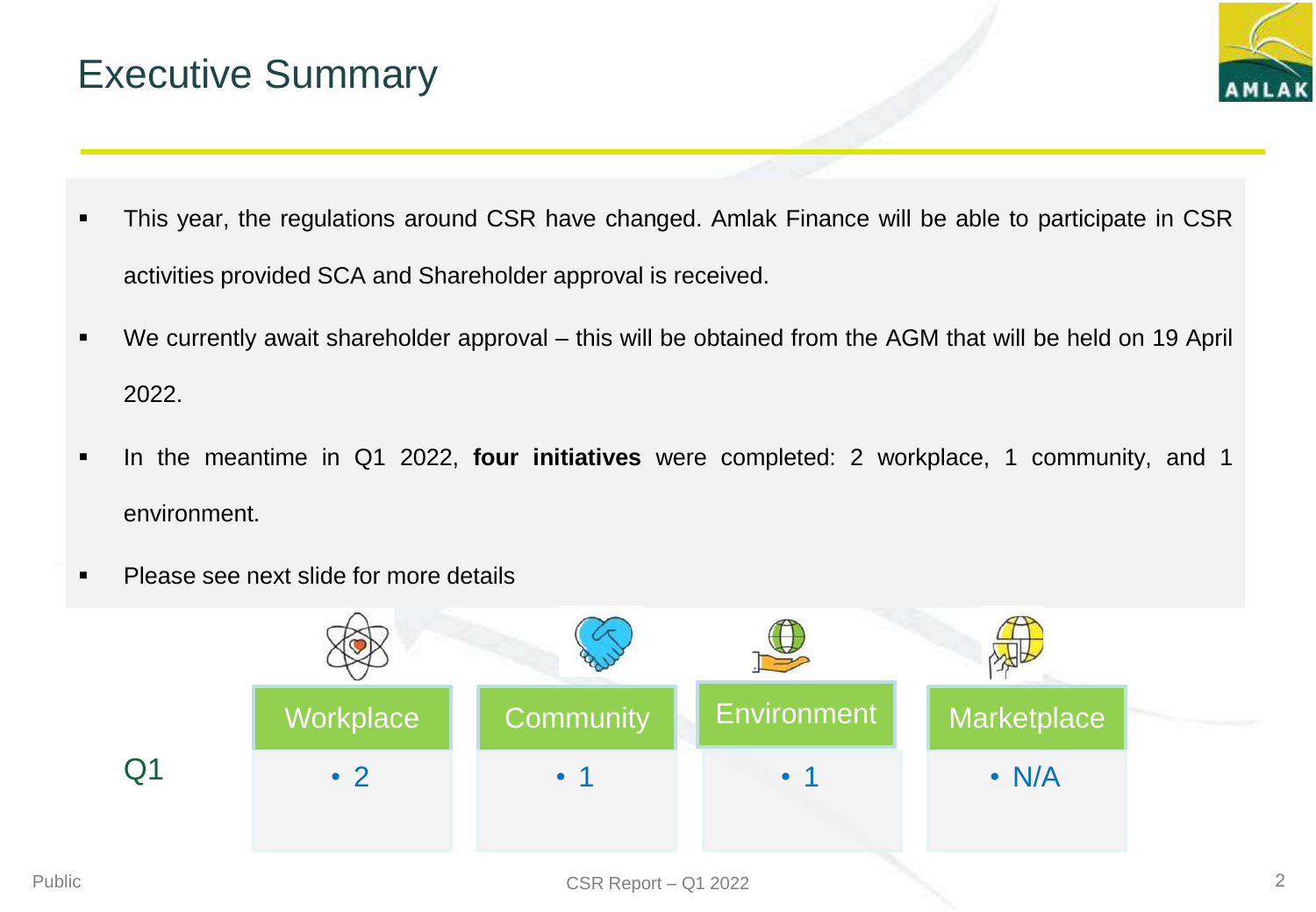# Executive Summary

- This year, the regulations around CSR have changed. Amlak Finance will be able to participate in CSR activities provided SCA and Shareholder approval is received.
- We currently await shareholder approval – this will be obtained from the AGM that will be held on 19 April 2022.
- In the meantime in Q1 2022, **four initiatives** were completed: 2 workplace, 1 community, and 1 environment.
- Please see next slide for more details

| | Workplace | Community | Environment | Marketplace |
|---|---|---|---|---|
| Q1 | • 2 | • 1 | • 1 | • N/A |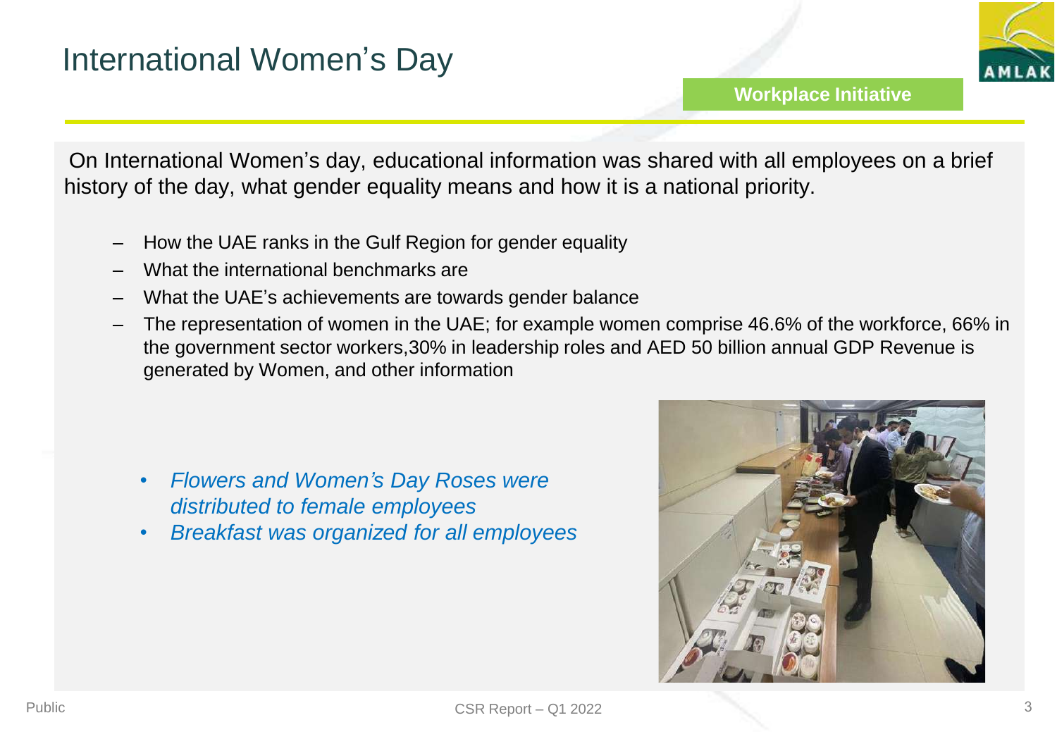# International Women's Day

**Workplace Initiative**

On International Women's day, educational information was shared with all employees on a brief history of the day, what gender equality means and how it is a national priority.

- How the UAE ranks in the Gulf Region for gender equality
- What the international benchmarks are
- What the UAE's achievements are towards gender balance
- The representation of women in the UAE; for example women comprise 46.6% of the workforce, 66% in the government sector workers,30% in leadership roles and AED 50 billion annual GDP Revenue is generated by Women, and other information

- *Flowers and Women's Day Roses were distributed to female employees*
- *Breakfast was organized for all employees*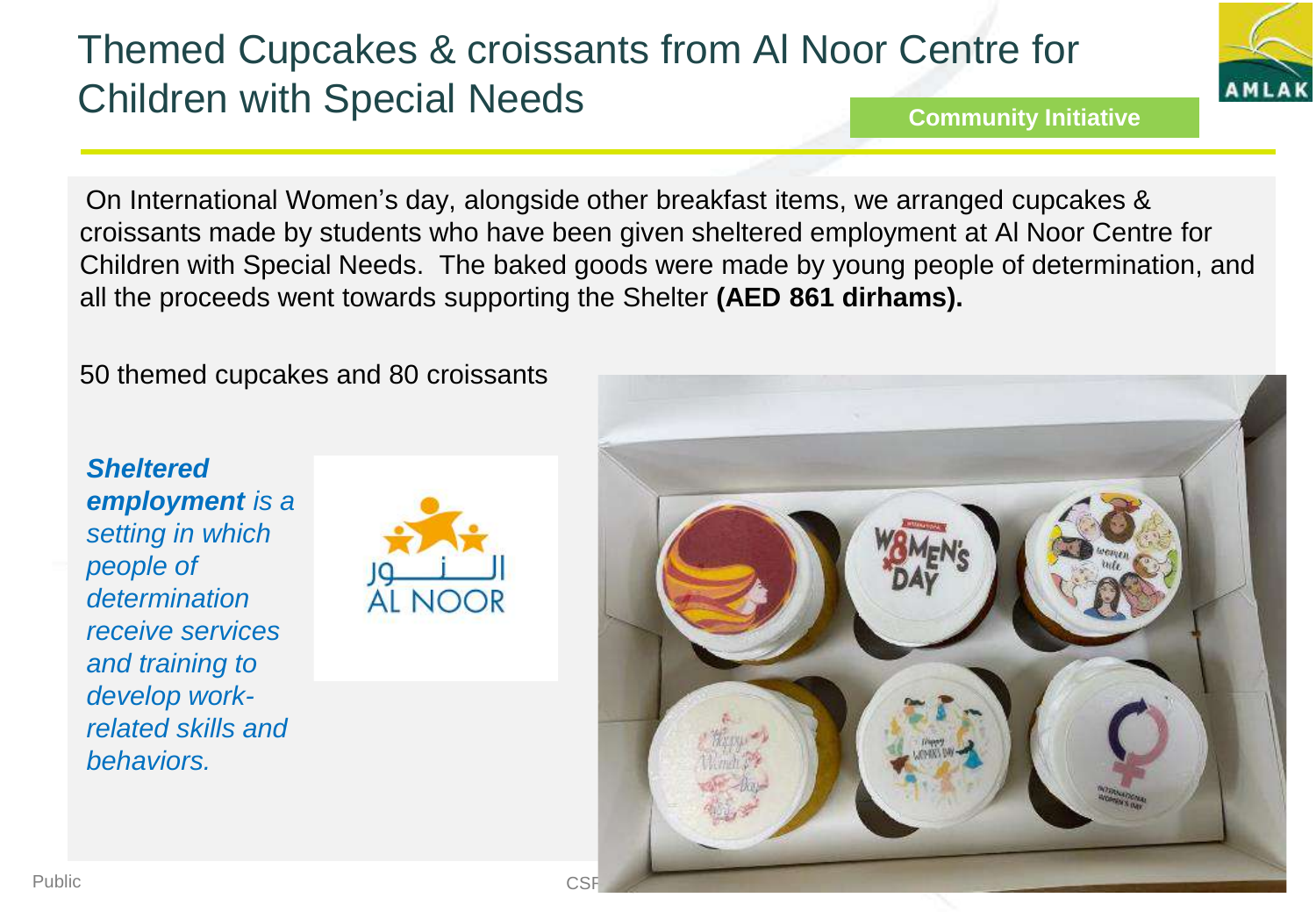# Themed Cupcakes & croissants from Al Noor Centre for Children with Special Needs

**Community Initiative**

On International Women's day, alongside other breakfast items, we arranged cupcakes & croissants made by students who have been given sheltered employment at Al Noor Centre for Children with Special Needs. The baked goods were made by young people of determination, and all the proceeds went towards supporting the Shelter **(AED 861 dirhams).**

50 themed cupcakes and 80 croissants

***Sheltered employment*** *is a setting in which people of determination receive services and training to develop work-related skills and behaviors.*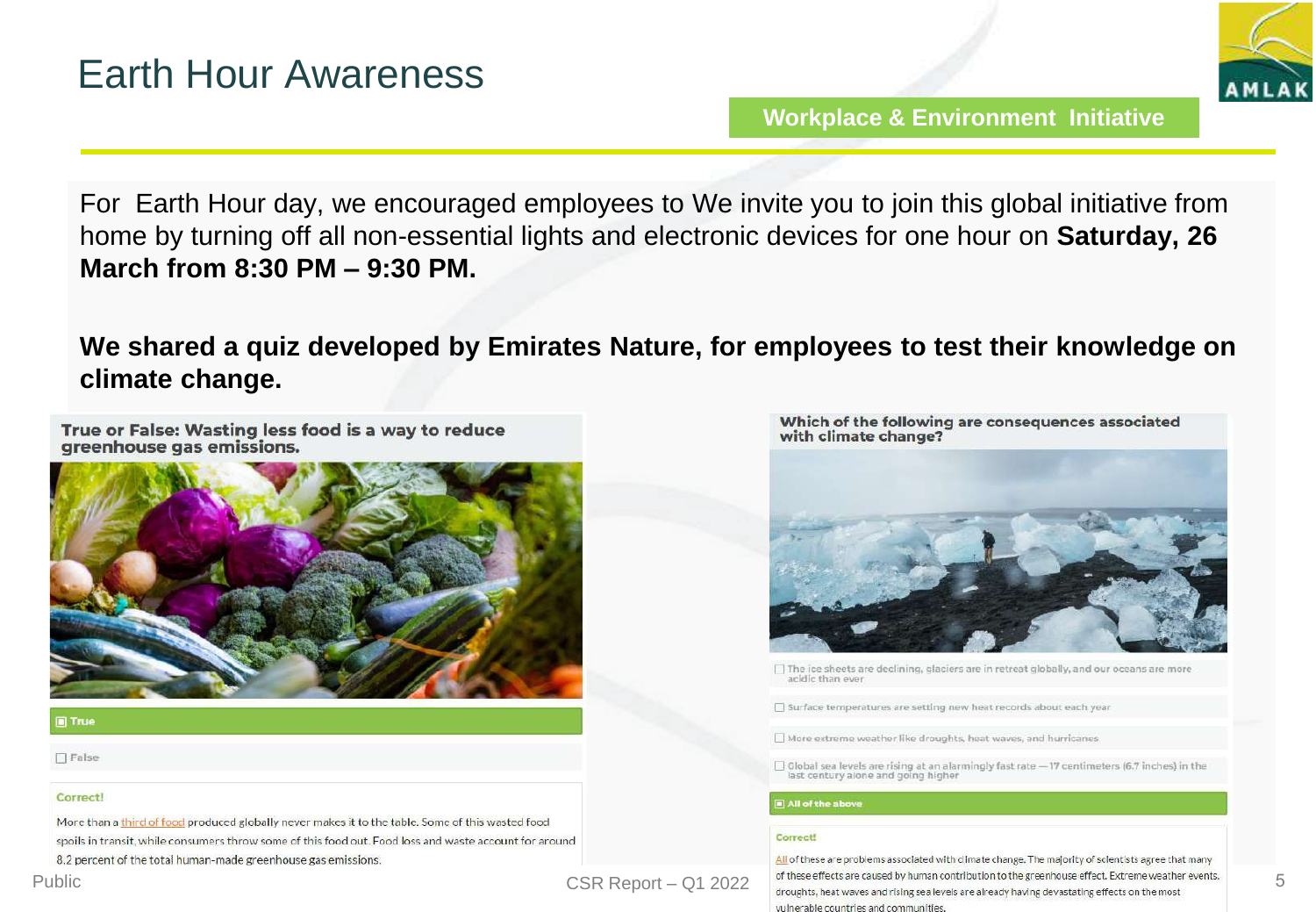# Earth Hour Awareness

**Workplace & Environment Initiative**

For Earth Hour day, we encouraged employees to We invite you to join this global initiative from home by turning off all non-essential lights and electronic devices for one hour on **Saturday, 26 March from 8:30 PM – 9:30 PM.**

**We shared a quiz developed by Emirates Nature, for employees to test their knowledge on climate change.**

**True or False: Wasting less food is a way to reduce greenhouse gas emissions.**

- [x] True
- [ ] False

Correct!

More than a third of food produced globally never makes it to the table. Some of this wasted food spoils in transit, while consumers throw some of this food out. Food loss and waste account for around 8.2 percent of the total human-made greenhouse gas emissions.

**Which of the following are consequences associated with climate change?**

- [ ] The ice sheets are declining, glaciers are in retreat globally, and our oceans are more acidic than ever
- [ ] Surface temperatures are setting new heat records about each year
- [ ] More extreme weather like droughts, heat waves, and hurricanes
- [ ] Global sea levels are rising at an alarmingly fast rate — 17 centimeters (6.7 inches) in the last century alone and going higher
- [x] All of the above

Correct!

All of these are problems associated with climate change. The majority of scientists agree that many of these effects are caused by human contribution to the greenhouse effect. Extreme weather events, droughts, heat waves and rising sea levels are already having devastating effects on the most vulnerable countries and communities.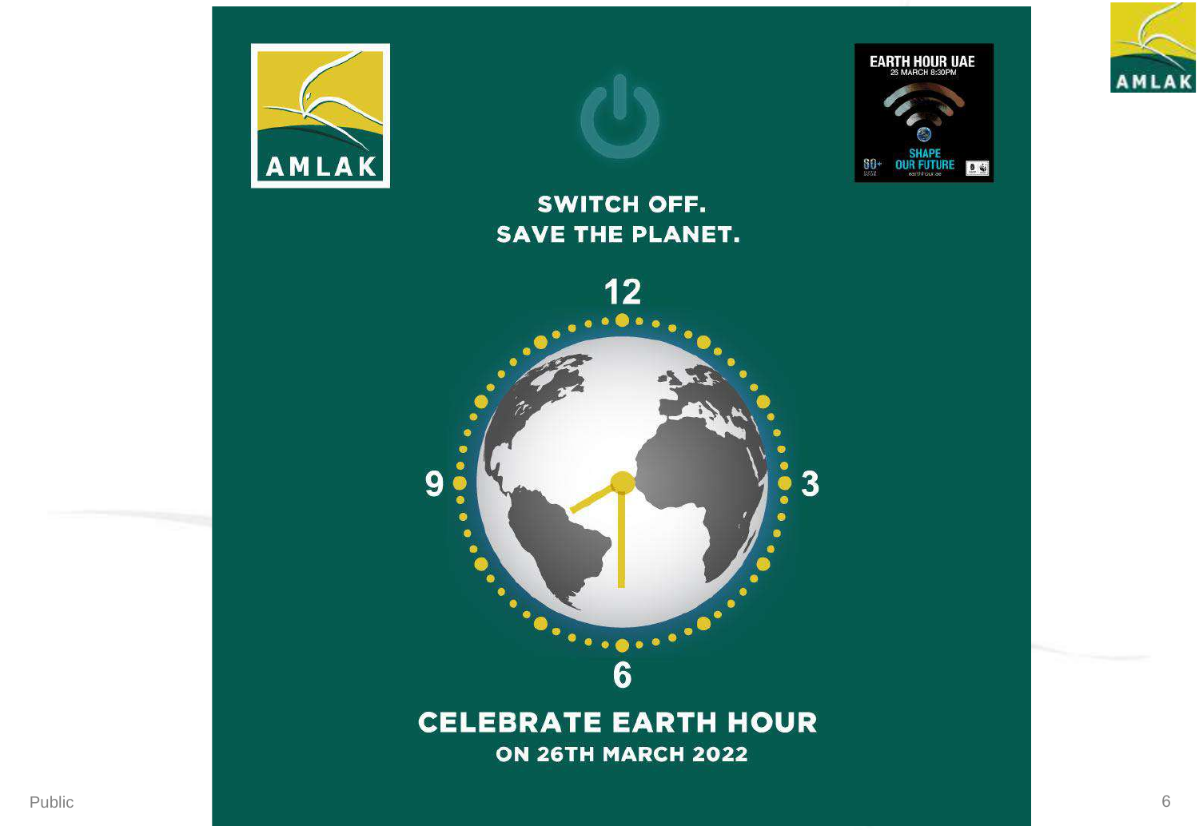SWITCH OFF.
SAVE THE PLANET.

CELEBRATE EARTH HOUR

ON 26TH MARCH 2022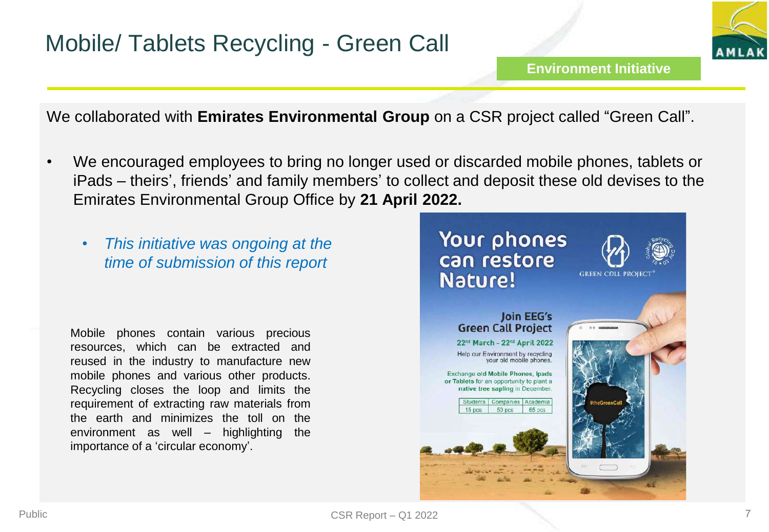# Mobile/ Tablets Recycling - Green Call

**Environment Initiative**

We collaborated with **Emirates Environmental Group** on a CSR project called "Green Call".

- We encouraged employees to bring no longer used or discarded mobile phones, tablets or iPads – theirs', friends' and family members' to collect and deposit these old devises to the Emirates Environmental Group Office by **21 April 2022.**
  - *This initiative was ongoing at the time of submission of this report*

Mobile phones contain various precious resources, which can be extracted and reused in the industry to manufacture new mobile phones and various other products. Recycling closes the loop and limits the requirement of extracting raw materials from the earth and minimizes the toll on the environment as well – highlighting the importance of a 'circular economy'.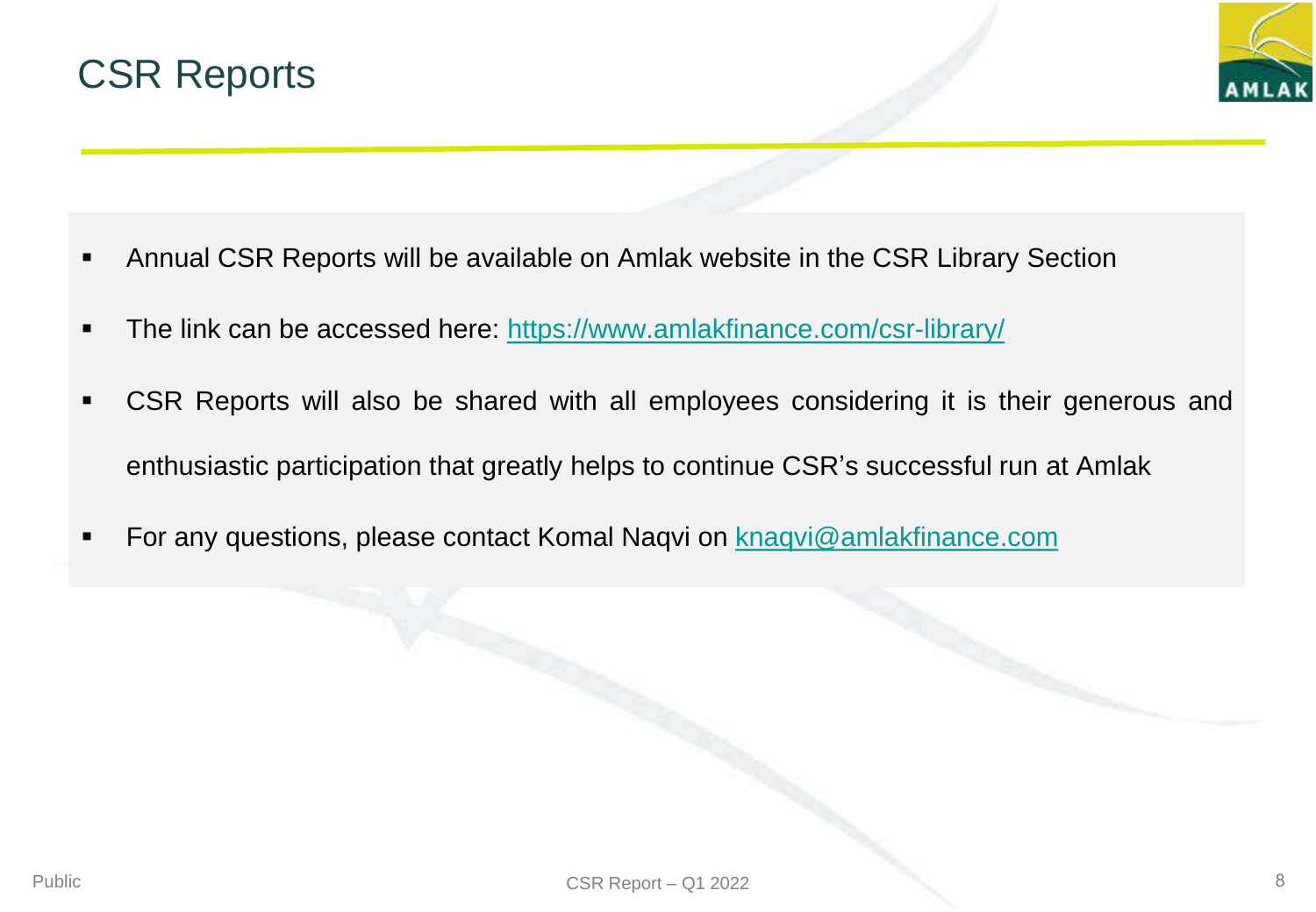# CSR Reports

- Annual CSR Reports will be available on Amlak website in the CSR Library Section
- The link can be accessed here: https://www.amlakfinance.com/csr-library/
- CSR Reports will also be shared with all employees considering it is their generous and enthusiastic participation that greatly helps to continue CSR's successful run at Amlak
- For any questions, please contact Komal Naqvi on knaqvi@amlakfinance.com